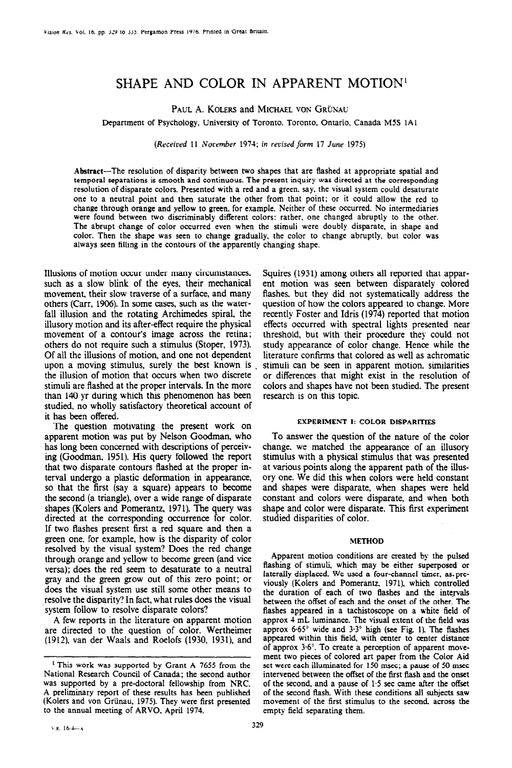# SHAPE AND COLOR IN APPARENT MOTION[1]

PAUL A. KOLERS and MICHAEL VON GRÜNAU

Department of Psychology, University of Toronto, Toronto, Ontario, Canada M5S 1A1

*(Received 11 November 1974; in revised form 17 June 1975)*

**Abstract**—The resolution of disparity between two shapes that are flashed at appropriate spatial and temporal separations is smooth and continuous. The present inquiry was directed at the corresponding resolution of disparate colors. Presented with a red and a green, say, the visual system could desaturate one to a neutral point and then saturate the other from that point; or it could allow the red to change through orange and yellow to green, for example. Neither of these occurred. No intermediaries were found between two discriminably different colors; rather, one changed abruptly to the other. The abrupt change of color occurred even when the stimuli were doubly disparate, in shape and color. Then the shape was seen to change gradually, the color to change abruptly, but color was always seen filling in the contours of the apparently changing shape.

Illusions of motion occur under many circumstances, such as a slow blink of the eyes, their mechanical movement, their slow traverse of a surface, and many others (Carr, 1906). In some cases, such as the waterfall illusion and the rotating Archimedes spiral, the illusory motion and its after-effect require the physical movement of a contour's image across the retina; others do not require such a stimulus (Stoper, 1973). Of all the illusions of motion, and one not dependent upon a moving stimulus, surely the best known is the illusion of motion that occurs when two discrete stimuli are flashed at the proper intervals. In the more than 140 yr during which this phenomenon has been studied, no wholly satisfactory theoretical account of it has been offered.

The question motivating the present work on apparent motion was put by Nelson Goodman, who has long been concerned with descriptions of perceiving (Goodman, 1951). His query followed the report that two disparate contours flashed at the proper interval undergo a plastic deformation in appearance, so that the first (say a square) appears to become the second (a triangle), over a wide range of disparate shapes (Kolers and Pomerantz, 1971). The query was directed at the corresponding occurrence for color. If two flashes present first a red square and then a green one, for example, how is the disparity of color resolved by the visual system? Does the red change through orange and yellow to become green (and vice versa); does the red seem to desaturate to a neutral gray and the green grow out of this zero point; or does the visual system use still some other means to resolve the disparity? In fact, what rules does the visual system follow to resolve disparate colors?

A few reports in the literature on apparent motion are directed to the question of color. Wertheimer (1912), van der Waals and Roelofs (1930, 1931), and Squires (1931) among others all reported that apparent motion was seen between disparately colored flashes, but they did not systematically address the question of how the colors appeared to change. More recently Foster and Idris (1974) reported that motion effects occurred with spectral lights presented near threshold, but with their procedure they could not study appearance of color change. Hence while the literature confirms that colored as well as achromatic stimuli can be seen in apparent motion, similarities or differences that might exist in the resolution of colors and shapes have not been studied. The present research is on this topic.

## EXPERIMENT I: COLOR DISPARITIES

To answer the question of the nature of the color change, we matched the appearance of an illusory stimulus with a physical stimulus that was presented at various points along the apparent path of the illusory one. We did this when colors were held constant and shapes were disparate, when shapes were held constant and colors were disparate, and when both shape and color were disparate. This first experiment studied disparities of color.

### METHOD

Apparent motion conditions are created by the pulsed flashing of stimuli, which may be either superposed or laterally displaced. We used a four-channel timer, as previously (Kolers and Pomerantz, 1971), which controlled the duration of each of two flashes and the intervals between the offset of each and the onset of the other. The flashes appeared in a tachistoscope on a white field of approx 4 mL luminance. The visual extent of the field was approx 6·65° wide and 3·3° high (see Fig. 1). The flashes appeared within this field, with center to center distance of approx 3·6°. To create a perception of apparent movement two pieces of colored art paper from the Color Aid set were each illuminated for 150 msec; a pause of 50 msec intervened between the offset of the first flash and the onset of the second, and a pause of 1·5 sec came after the offset of the second flash. With these conditions all subjects saw movement of the first stimulus to the second, across the empty field separating them.

---

[1] This work was supported by Grant A 7655 from the National Research Council of Canada; the second author was supported by a pre-doctoral fellowship from NRC. A preliminary report of these results has been published (Kolers and von Grünau, 1975). They were first presented to the annual meeting of ARVO, April 1974.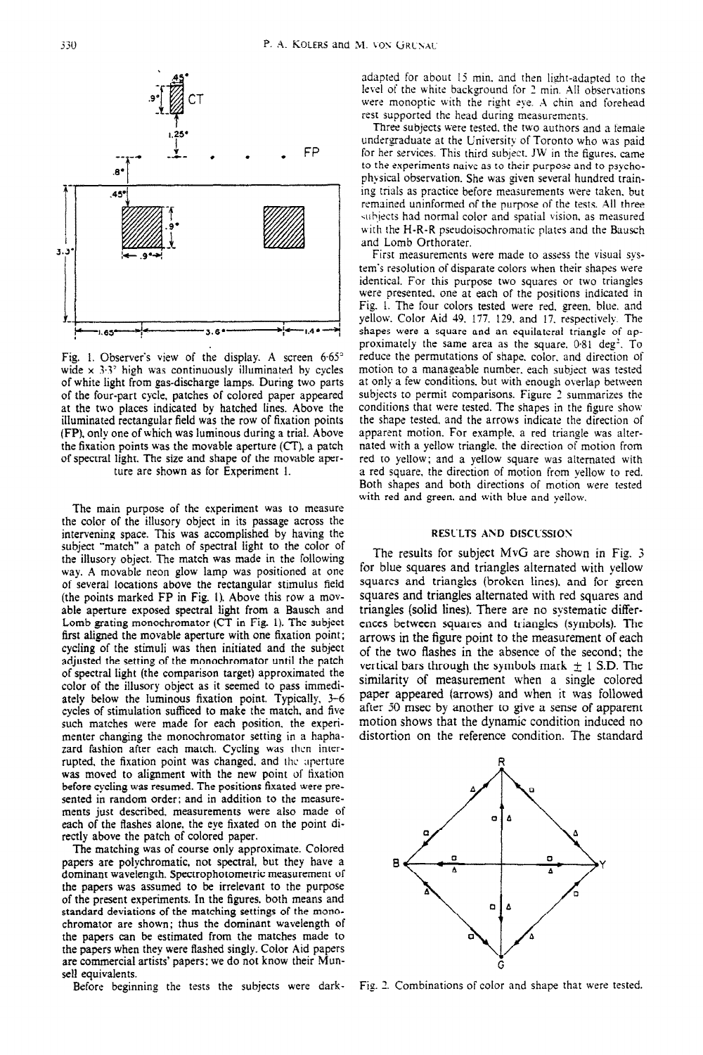Fig. 1. Observer's view of the display. A screen 6·65° wide × 3·3° high was continuously illuminated by cycles of white light from gas-discharge lamps. During two parts of the four-part cycle, patches of colored paper appeared at the two places indicated by hatched lines. Above the illuminated rectangular field was the row of fixation points (FP), only one of which was luminous during a trial. Above the fixation points was the movable aperture (CT), a patch of spectral light. The size and shape of the movable aperture are shown as for Experiment 1.

The main purpose of the experiment was to measure the color of the illusory object in its passage across the intervening space. This was accomplished by having the subject "match" a patch of spectral light to the color of the illusory object. The match was made in the following way. A movable neon glow lamp was positioned at one of several locations above the rectangular stimulus field (the points marked FP in Fig. 1). Above this row a movable aperture exposed spectral light from a Bausch and Lomb grating monochromator (CT in Fig. 1). The subject first aligned the movable aperture with one fixation point; cycling of the stimuli was then initiated and the subject adjusted the setting of the monochromator until the patch of spectral light (the comparison target) approximated the color of the illusory object as it seemed to pass immediately below the luminous fixation point. Typically, 3–6 cycles of stimulation sufficed to make the match, and five such matches were made for each position, the experimenter changing the monochromator setting in a haphazard fashion after each match. Cycling was then interrupted, the fixation point was changed, and the aperture was moved to alignment with the new point of fixation before cycling was resumed. The positions fixated were presented in random order; and in addition to the measurements just described, measurements were also made of each of the flashes alone, the eye fixated on the point directly above the patch of colored paper.

The matching was of course only approximate. Colored papers are polychromatic, not spectral, but they have a dominant wavelength. Spectrophotometric measurement of the papers was assumed to be irrelevant to the purpose of the present experiments. In the figures, both means and standard deviations of the matching settings of the monochromator are shown; thus the dominant wavelength of the papers can be estimated from the matches made to the papers when they were flashed singly. Color Aid papers are commercial artists' papers; we do not know their Munsell equivalents.

Before beginning the tests the subjects were dark-adapted for about 15 min, and then light-adapted to the level of the white background for 2 min. All observations were monoptic with the right eye. A chin and forehead rest supported the head during measurements.

Three subjects were tested, the two authors and a female undergraduate at the University of Toronto who was paid for her services. This third subject, JW in the figures, came to the experiments naive as to their purpose and to psychophysical observation. She was given several hundred training trials as practice before measurements were taken, but remained uninformed of the purpose of the tests. All three subjects had normal color and spatial vision, as measured with the H-R-R pseudoisochromatic plates and the Bausch and Lomb Orthorater.

First measurements were made to assess the visual system's resolution of disparate colors when their shapes were identical. For this purpose two squares or two triangles were presented, one at each of the positions indicated in Fig. 1. The four colors tested were red, green, blue, and yellow, Color Aid 49, 177, 129, and 17, respectively. The shapes were a square and an equilateral triangle of approximately the same area as the square, 0·81 deg². To reduce the permutations of shape, color, and direction of motion to a manageable number, each subject was tested at only a few conditions, but with enough overlap between subjects to permit comparisons. Figure 2 summarizes the conditions that were tested. The shapes in the figure show the shape tested, and the arrows indicate the direction of apparent motion. For example, a red triangle was alternated with a yellow triangle, the direction of motion from red to yellow; and a yellow square was alternated with a red square, the direction of motion from yellow to red. Both shapes and both directions of motion were tested with red and green, and with blue and yellow.

## RESULTS AND DISCUSSION

The results for subject MvG are shown in Fig. 3 for blue squares and triangles alternated with yellow squares and triangles (broken lines), and for green squares and triangles alternated with red squares and triangles (solid lines). There are no systematic differences between squares and triangles (symbols). The arrows in the figure point to the measurement of each of the two flashes in the absence of the second; the vertical bars through the symbols mark ± 1 S.D. The similarity of measurement when a single colored paper appeared (arrows) and when it was followed after 50 msec by another to give a sense of apparent motion shows that the dynamic condition induced no distortion on the reference condition. The standard

Fig. 2. Combinations of color and shape that were tested.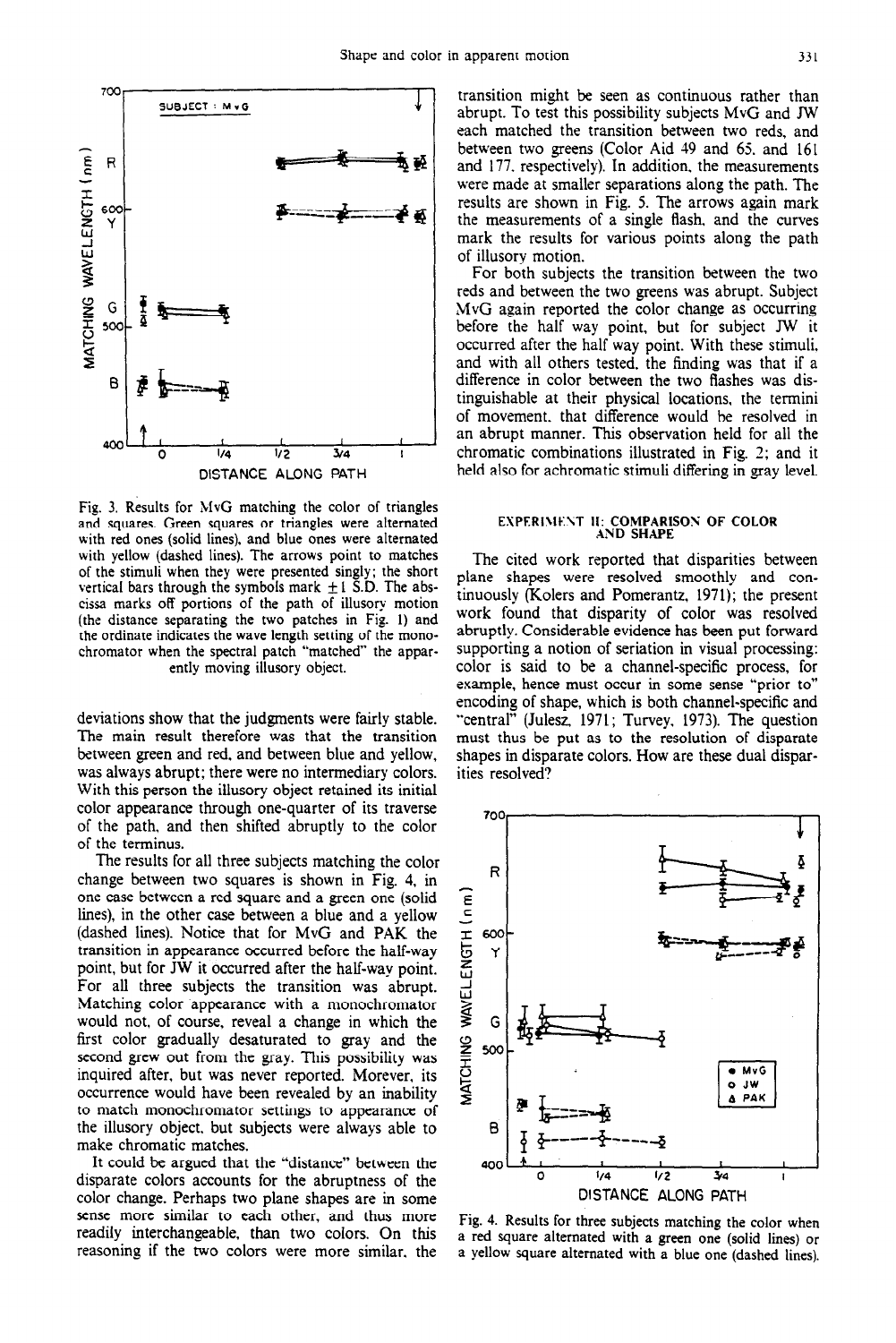Fig. 3. Results for MvG matching the color of triangles and squares. Green squares or triangles were alternated with red ones (solid lines), and blue ones were alternated with yellow (dashed lines). The arrows point to matches of the stimuli when they were presented singly; the short vertical bars through the symbols mark $\pm 1$ S.D. The abscissa marks off portions of the path of illusory motion (the distance separating the two patches in Fig. 1) and the ordinate indicates the wave length setting of the monochromator when the spectral patch "matched" the apparently moving illusory object.

deviations show that the judgments were fairly stable. The main result therefore was that the transition between green and red, and between blue and yellow, was always abrupt; there were no intermediary colors. With this person the illusory object retained its initial color appearance through one-quarter of its traverse of the path, and then shifted abruptly to the color of the terminus.

The results for all three subjects matching the color change between two squares is shown in Fig. 4, in one case between a red square and a green one (solid lines), in the other case between a blue and a yellow (dashed lines). Notice that for MvG and PAK the transition in appearance occurred before the half-way point, but for JW it occurred after the half-way point. For all three subjects the transition was abrupt. Matching color appearance with a monochromator would not, of course, reveal a change in which the first color gradually desaturated to gray and the second grew out from the gray. This possibility was inquired after, but was never reported. Morever, its occurrence would have been revealed by an inability to match monochromator settings to appearance of the illusory object, but subjects were always able to make chromatic matches.

It could be argued that the "distance" between the disparate colors accounts for the abruptness of the color change. Perhaps two plane shapes are in some sense more similar to each other, and thus more readily interchangeable, than two colors. On this reasoning if the two colors were more similar, the transition might be seen as continuous rather than abrupt. To test this possibility subjects MvG and JW each matched the transition between two reds, and between two greens (Color Aid 49 and 65, and 161 and 177, respectively). In addition, the measurements were made at smaller separations along the path. The results are shown in Fig. 5. The arrows again mark the measurements of a single flash, and the curves mark the results for various points along the path of illusory motion.

For both subjects the transition between the two reds and between the two greens was abrupt. Subject MvG again reported the color change as occurring before the half way point, but for subject JW it occurred after the half way point. With these stimuli, and with all others tested, the finding was that if a difference in color between the two flashes was distinguishable at their physical locations, the termini of movement, that difference would be resolved in an abrupt manner. This observation held for all the chromatic combinations illustrated in Fig. 2; and it held also for achromatic stimuli differing in gray level.

## EXPERIMENT II: COMPARISON OF COLOR AND SHAPE

The cited work reported that disparities between plane shapes were resolved smoothly and continuously (Kolers and Pomerantz, 1971); the present work found that disparity of color was resolved abruptly. Considerable evidence has been put forward supporting a notion of seriation in visual processing: color is said to be a channel-specific process, for example, hence must occur in some sense "prior to" encoding of shape, which is both channel-specific and "central" (Julesz, 1971; Turvey, 1973). The question must thus be put as to the resolution of disparate shapes in disparate colors. How are these dual disparities resolved?

Fig. 4. Results for three subjects matching the color when a red square alternated with a green one (solid lines) or a yellow square alternated with a blue one (dashed lines).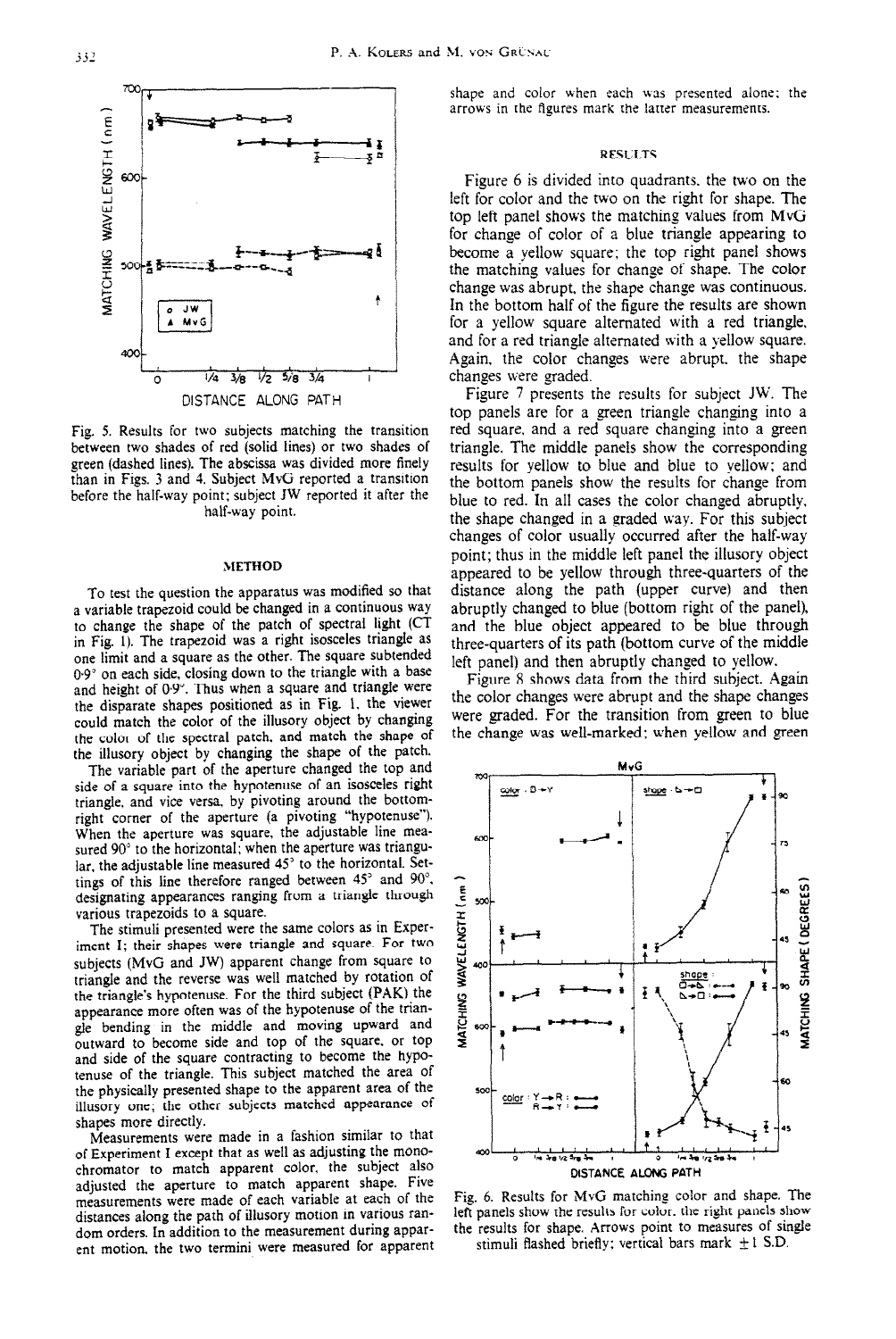Fig. 5. Results for two subjects matching the transition between two shades of red (solid lines) or two shades of green (dashed lines). The abscissa was divided more finely than in Figs. 3 and 4. Subject MvG reported a transition before the half-way point; subject JW reported it after the half-way point.

## METHOD

To test the question the apparatus was modified so that a variable trapezoid could be changed in a continuous way to change the shape of the patch of spectral light (CT in Fig. 1). The trapezoid was a right isosceles triangle as one limit and a square as the other. The square subtended 0·9° on each side, closing down to the triangle with a base and height of 0·9°. Thus when a square and triangle were the disparate shapes positioned as in Fig. 1, the viewer could match the color of the illusory object by changing the color of the spectral patch, and match the shape of the illusory object by changing the shape of the patch.

The variable part of the aperture changed the top and side of a square into the hypotenuse of an isosceles right triangle, and vice versa, by pivoting around the bottom-right corner of the aperture (a pivoting "hypotenuse"). When the aperture was square, the adjustable line measured 90° to the horizontal; when the aperture was triangular, the adjustable line measured 45° to the horizontal. Settings of this line therefore ranged between 45° and 90°, designating appearances ranging from a triangle through various trapezoids to a square.

The stimuli presented were the same colors as in Experiment I; their shapes were triangle and square. For two subjects (MvG and JW) apparent change from square to triangle and the reverse was well matched by rotation of the triangle's hypotenuse. For the third subject (PAK) the appearance more often was of the hypotenuse of the triangle bending in the middle and moving upward and outward to become side and top of the square, or top and side of the square contracting to become the hypotenuse of the triangle. This subject matched the area of the physically presented shape to the apparent area of the illusory one; the other subjects matched appearance of shapes more directly.

Measurements were made in a fashion similar to that of Experiment I except that as well as adjusting the monochromator to match apparent color, the subject also adjusted the aperture to match apparent shape. Five measurements were made of each variable at each of the distances along the path of illusory motion in various random orders. In addition to the measurement during apparent motion, the two termini were measured for apparent shape and color when each was presented alone; the arrows in the figures mark the latter measurements.

## RESULTS

Figure 6 is divided into quadrants, the two on the left for color and the two on the right for shape. The top left panel shows the matching values from MvG for change of color of a blue triangle appearing to become a yellow square; the top right panel shows the matching values for change of shape. The color change was abrupt, the shape change was continuous. In the bottom half of the figure the results are shown for a yellow square alternated with a red triangle, and for a red triangle alternated with a yellow square. Again, the color changes were abrupt, the shape changes were graded.

Figure 7 presents the results for subject JW. The top panels are for a green triangle changing into a red square, and a red square changing into a green triangle. The middle panels show the corresponding results for yellow to blue and blue to yellow; and the bottom panels show the results for change from blue to red. In all cases the color changed abruptly, the shape changed in a graded way. For this subject changes of color usually occurred after the half-way point; thus in the middle left panel the illusory object appeared to be yellow through three-quarters of the distance along the path (upper curve) and then abruptly changed to blue (bottom right of the panel), and the blue object appeared to be blue through three-quarters of its path (bottom curve of the middle left panel) and then abruptly changed to yellow.

Figure 8 shows data from the third subject. Again the color changes were abrupt and the shape changes were graded. For the transition from green to blue the change was well-marked; when yellow and green

Fig. 6. Results for MvG matching color and shape. The left panels show the results for color, the right panels show the results for shape. Arrows point to measures of single stimuli flashed briefly; vertical bars mark ±1 S.D.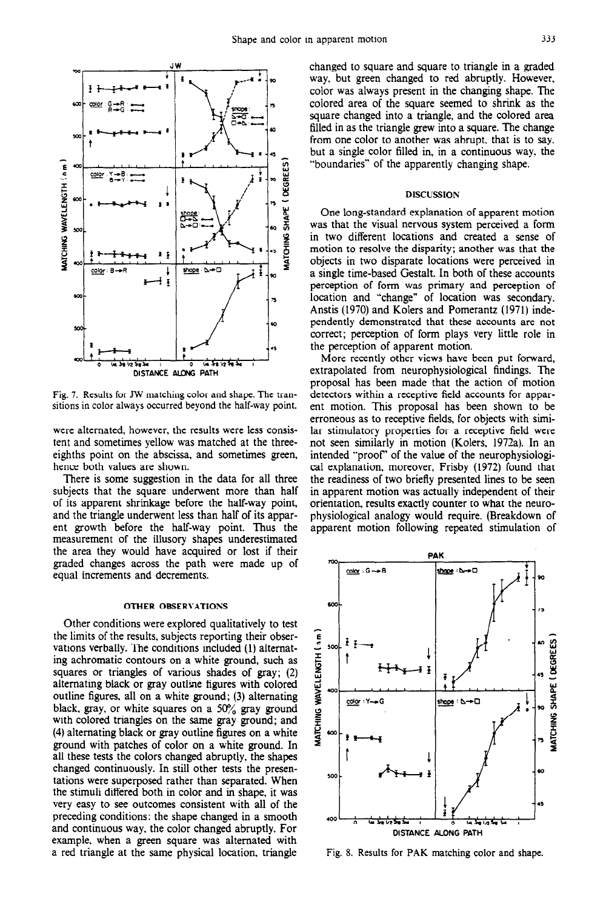JW

color: G→R
R→G

shape: □→△
△→□

color: Y→B
B→Y

shape: □→△
△→□

color: B→R

shape: △→□

MATCHING WAVELENGTH (nm)

MATCHING SHAPE (DEGREES)

700
600
500
400

90
75
60
45

0 1/8 1/4 3/8 1/2 5/8 3/4 1

DISTANCE ALONG PATH

Fig. 7. Results for JW matching color and shape. The transitions in color always occurred beyond the half-way point.

were alternated, however, the results were less consistent and sometimes yellow was matched at the three-eighths point on the abscissa, and sometimes green, hence both values are shown.

There is some suggestion in the data for all three subjects that the square underwent more than half of its apparent shrinkage before the half-way point, and the triangle underwent less than half of its apparent growth before the half-way point. Thus the measurement of the illusory shapes underestimated the area they would have acquired or lost if their graded changes across the path were made up of equal increments and decrements.

## OTHER OBSERVATIONS

Other conditions were explored qualitatively to test the limits of the results, subjects reporting their observations verbally. The conditions included (1) alternating achromatic contours on a white ground, such as squares or triangles of various shades of gray; (2) alternating black or gray outline figures with colored outline figures, all on a white ground; (3) alternating black, gray, or white squares on a 50% gray ground with colored triangles on the same gray ground; and (4) alternating black or gray outline figures on a white ground with patches of color on a white ground. In all these tests the colors changed abruptly, the shapes changed continuously. In still other tests the presentations were superposed rather than separated. When the stimuli differed both in color and in shape, it was very easy to see outcomes consistent with all of the preceding conditions: the shape changed in a smooth and continuous way, the color changed abruptly. For example, when a green square was alternated with a red triangle at the same physical location, triangle changed to square and square to triangle in a graded way, but green changed to red abruptly. However, color was always present in the changing shape. The colored area of the square seemed to shrink as the square changed into a triangle, and the colored area filled in as the triangle grew into a square. The change from one color to another was abrupt, that is to say, but a single color filled in, in a continuous way, the "boundaries" of the apparently changing shape.

## DISCUSSION

One long-standard explanation of apparent motion was that the visual nervous system perceived a form in two different locations and created a sense of motion to resolve the disparity; another was that the objects in two disparate locations were perceived in a single time-based Gestalt. In both of these accounts perception of form was primary and perception of location and "change" of location was secondary. Anstis (1970) and Kolers and Pomerantz (1971) independently demonstrated that these accounts are not correct; perception of form plays very little role in the perception of apparent motion.

More recently other views have been put forward, extrapolated from neurophysiological findings. The proposal has been made that the action of motion detectors within a receptive field accounts for apparent motion. This proposal has been shown to be erroneous as to receptive fields, for objects with similar stimulatory properties for a receptive field were not seen similarly in motion (Kolers, 1972a). In an intended "proof" of the value of the neurophysiological explanation, moreover, Frisby (1972) found that the readiness of two briefly presented lines to be seen in apparent motion was actually independent of their orientation, results exactly counter to what the neurophysiological analogy would require. (Breakdown of apparent motion following repeated stimulation of

PAK

color: G→B

shape: △→□

color: Y→G

shape: △→□

MATCHING WAVELENGTH (nm)

MATCHING SHAPE (DEGREES)

700
600
500
400

90
75
60
45

0 1/8 1/4 3/8 1/2 5/8 3/4 1

DISTANCE ALONG PATH

Fig. 8. Results for PAK matching color and shape.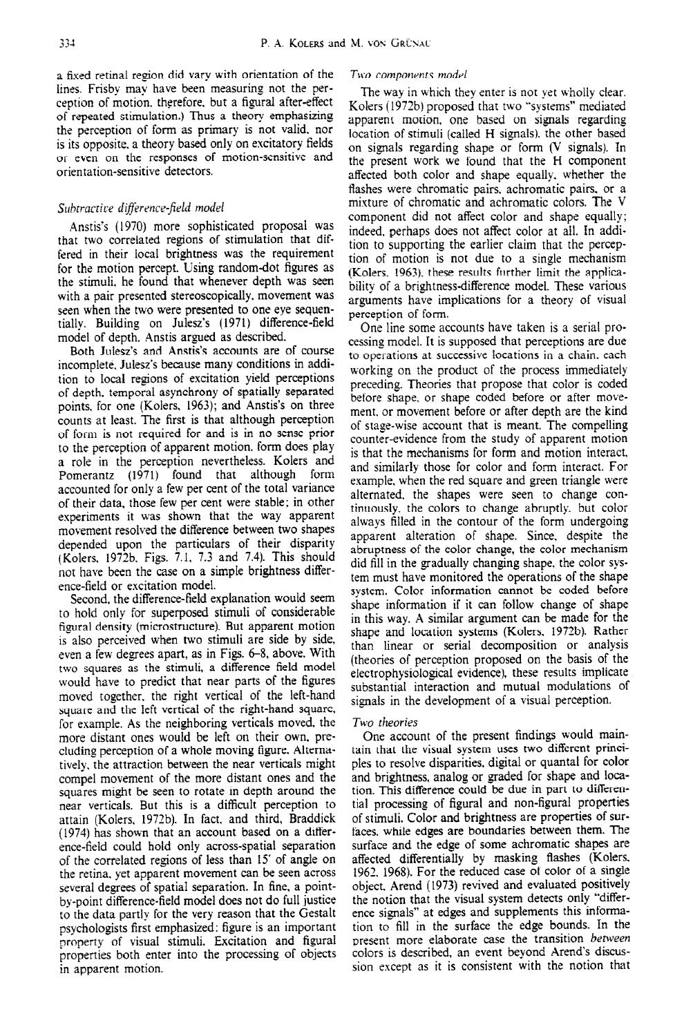a fixed retinal region did vary with orientation of the lines. Frisby may have been measuring not the perception of motion, therefore, but a figural after-effect of repeated stimulation.) Thus a theory emphasizing the perception of form as primary is not valid, nor is its opposite, a theory based only on excitatory fields or even on the responses of motion-sensitive and orientation-sensitive detectors.

### *Subtractive difference-field model*

Anstis's (1970) more sophisticated proposal was that two correlated regions of stimulation that differed in their local brightness was the requirement for the motion percept. Using random-dot figures as the stimuli, he found that whenever depth was seen with a pair presented stereoscopically, movement was seen when the two were presented to one eye sequentially. Building on Julesz's (1971) difference-field model of depth, Anstis argued as described.

Both Julesz's and Anstis's accounts are of course incomplete, Julesz's because many conditions in addition to local regions of excitation yield perceptions of depth, temporal asynchrony of spatially separated points, for one (Kolers, 1963); and Anstis's on three counts at least. The first is that although perception of form is not required for and is in no sense prior to the perception of apparent motion, form does play a role in the perception nevertheless. Kolers and Pomerantz (1971) found that although form accounted for only a few per cent of the total variance of their data, those few per cent were stable; in other experiments it was shown that the way apparent movement resolved the difference between two shapes depended upon the particulars of their disparity (Kolers, 1972b, Figs. 7.1, 7.3 and 7.4). This should not have been the case on a simple brightness difference-field or excitation model.

Second, the difference-field explanation would seem to hold only for superposed stimuli of considerable figural density (microstructure). But apparent motion is also perceived when two stimuli are side by side, even a few degrees apart, as in Figs. 6–8, above. With two squares as the stimuli, a difference field model would have to predict that near parts of the figures moved together, the right vertical of the left-hand square and the left vertical of the right-hand square, for example. As the neighboring verticals moved, the more distant ones would be left on their own, precluding perception of a whole moving figure. Alternatively, the attraction between the near verticals might compel movement of the more distant ones and the squares might be seen to rotate in depth around the near verticals. But this is a difficult perception to attain (Kolers, 1972b). In fact, and third, Braddick (1974) has shown that an account based on a difference-field could hold only across-spatial separation of the correlated regions of less than 15′ of angle on the retina, yet apparent movement can be seen across several degrees of spatial separation. In fine, a point-by-point difference-field model does not do full justice to the data partly for the very reason that the Gestalt psychologists first emphasized: figure is an important property of visual stimuli. Excitation and figural properties both enter into the processing of objects in apparent motion.

### *Two components model*

The way in which they enter is not yet wholly clear. Kolers (1972b) proposed that two "systems" mediated apparent motion, one based on signals regarding location of stimuli (called H signals), the other based on signals regarding shape or form (V signals). In the present work we found that the H component affected both color and shape equally, whether the flashes were chromatic pairs, achromatic pairs, or a mixture of chromatic and achromatic colors. The V component did not affect color and shape equally; indeed, perhaps does not affect color at all. In addition to supporting the earlier claim that the perception of motion is not due to a single mechanism (Kolers, 1963), these results further limit the applicability of a brightness-difference model. These various arguments have implications for a theory of visual perception of form.

One line some accounts have taken is a serial processing model. It is supposed that perceptions are due to operations at successive locations in a chain, each working on the product of the process immediately preceding. Theories that propose that color is coded before shape, or shape coded before or after movement, or movement before or after depth are the kind of stage-wise account that is meant. The compelling counter-evidence from the study of apparent motion is that the mechanisms for form and motion interact, and similarly those for color and form interact. For example, when the red square and green triangle were alternated, the shapes were seen to change continuously, the colors to change abruptly, but color always filled in the contour of the form undergoing apparent alteration of shape. Since, despite the abruptness of the color change, the color mechanism did fill in the gradually changing shape, the color system must have monitored the operations of the shape system. Color information cannot be coded before shape information if it can follow change of shape in this way. A similar argument can be made for the shape and location systems (Kolers, 1972b). Rather than linear or serial decomposition or analysis (theories of perception proposed on the basis of the electrophysiological evidence), these results implicate substantial interaction and mutual modulations of signals in the development of a visual perception.

### *Two theories*

One account of the present findings would maintain that the visual system uses two different principles to resolve disparities, digital or quantal for color and brightness, analog or graded for shape and location. This difference could be due in part to differential processing of figural and non-figural properties of stimuli. Color and brightness are properties of surfaces, while edges are boundaries between them. The surface and the edge of some achromatic shapes are affected differentially by masking flashes (Kolers, 1962, 1968). For the reduced case of color of a single object, Arend (1973) revived and evaluated positively the notion that the visual system detects only "difference signals" at edges and supplements this information to fill in the surface the edge bounds. In the present more elaborate case the transition *between* colors is described, an event beyond Arend's discussion except as it is consistent with the notion that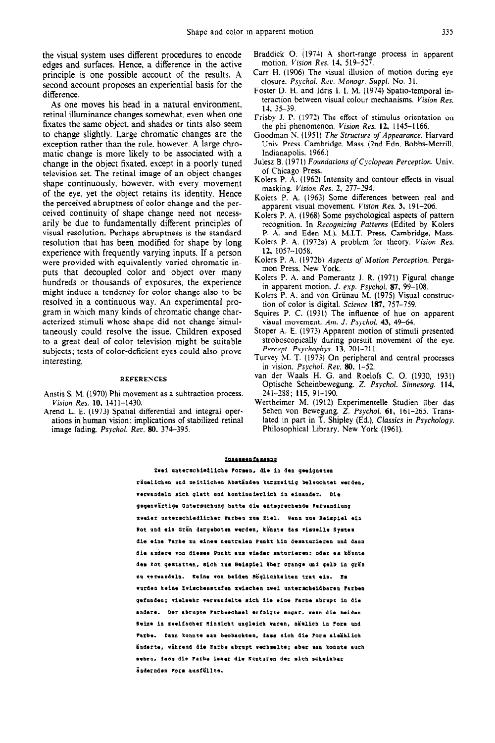the visual system uses different procedures to encode edges and surfaces. Hence, a difference in the active principle is one possible account of the results. A second account proposes an experiential basis for the difference.

As one moves his head in a natural environment, retinal illuminance changes somewhat, even when one fixates the same object, and shades or tints also seem to change slightly. Large chromatic changes are the exception rather than the rule, however. A large chromatic change is more likely to be associated with a change in the object fixated, except in a poorly tuned television set. The retinal image of an object changes shape continuously, however, with every movement of the eye, yet the object retains its identity. Hence the perceived abruptness of color change and the perceived continuity of shape change need not necessarily be due to fundamentally different principles of visual resolution. Perhaps abruptness is the standard resolution that has been modified for shape by long experience with frequently varying inputs. If a person were provided with equivalently varied chromatic inputs that decoupled color and object over many hundreds or thousands of exposures, the experience might induce a tendency for color change also to be resolved in a continuous way. An experimental program in which many kinds of chromatic change characterized stimuli whose shape did not change simultaneously could resolve the issue. Children exposed to a great deal of color television might be suitable subjects; tests of color-deficient eyes could also prove interesting.

## REFERENCES

Anstis S. M. (1970) Phi movement as a subtraction process. *Vision Res.* **10**, 1411–1430.

Arend L. E. (1973) Spatial differential and integral operations in human vision: implications of stabilized retinal image fading. *Psychol. Rev.* **80**, 374–395.

Braddick O. (1974) A short-range process in apparent motion. *Vision Res.* **14**, 519–527.

Carr H. (1906) The visual illusion of motion during eye closure. *Psychol. Rev. Monogr. Suppl.* No. 31.

Foster D. H. and Idris I. I. M. (1974) Spatio-temporal interaction between visual colour mechanisms. *Vision Res.* **14**, 35–39.

Frisby J. P. (1972) The effect of stimulus orientation on the phi phenomenon. *Vision Res.* **12**, 1145–1166.

Goodman N. (1951) *The Structure of Appearance*. Harvard Univ. Press, Cambridge, Mass. (2nd Edn, Bobbs-Merrill, Indianapolis, 1966.)

Julesz B. (1971) *Foundations of Cyclopean Perception*. Univ. of Chicago Press.

Kolers P. A. (1962) Intensity and contour effects in visual masking. *Vision Res.* **2**, 277–294.

Kolers P. A. (1963) Some differences between real and apparent visual movement. *Vision Res.* **3**, 191–206.

Kolers P. A. (1968) Some psychological aspects of pattern recognition. In *Recognizing Patterns* (Edited by Kolers P. A. and Eden M.). M.I.T. Press, Cambridge, Mass.

Kolers P. A. (1972a) A problem for theory. *Vision Res.* **12**, 1057–1058.

Kolers P. A. (1972b) *Aspects of Motion Perception*. Pergamon Press, New York.

Kolers P. A. and Pomerantz J. R. (1971) Figural change in apparent motion. *J. exp. Psychol.* **87**, 99–108.

Kolers P. A. and von Grünau M. (1975) Visual construction of color is digital. *Science* **187**, 757–759.

Squires P. C. (1931) The influence of hue on apparent visual movement. *Am. J. Psychol.* **43**, 49–64.

Stoper A. E. (1973) Apparent motion of stimuli presented stroboscopically during pursuit movement of the eye. *Percept. Psychophys.* **13**, 201–211.

Turvey M. T. (1973) On peripheral and central processes in vision. *Psychol. Rev.* **80**, 1–52.

van der Waals H. G. and Roelofs C. O. (1930, 1931) Optische Scheinbewegung. *Z. Psychol. Sinnesorg.* **114**, 241–288; **115**, 91–190.

Wertheimer M. (1912) Experimentelle Studien über das Sehen von Bewegung. *Z. Psychol.* **61**, 161–265. Translated in part in T. Shipley (Ed.), *Classics in Psychology*. Philosophical Library, New York (1961).

## Zusammenfassung

Zwei unterschiedliche Formen, die in den geeigneten räumlichen und zeitlichen Abständen kurzzeitig beleuchtet werden, verwandeln sich glatt und kontinuierlich in einander. Die gegenwärtige Untersuchung hatte die entsprechende Verwandlung zweier unterschiedlicher Farben zum Ziel. Wenn zum Beispiel ein Rot und ein Grün dargeboten werden, könnte das visuelle System die eine Farbe zu einem neutralen Punkt hin desaturieren und dann die andere von diesem Punkt aus wieder saturieren: oder es könnte dem Rot gestatten, sich zum Beispiel über orange und gelb in grün zu verwandeln. Keine von beiden Möglichkeiten trat ein. Es wurden keine Zwischenstufen zwischen zwei unterscheidbaren Farben gefunden; vielmehr verwandelte sich die eine Farbe abrupt in die andere. Der abrupte Farbwechsel erfolgte sogar, wenn die beiden Reize in zweifacher Hinsicht ungleich waren, nämlich in Form und Farbe. Dann konnte man beobachten, dass sich die Form allmählich änderte, während die Farbe abrupt wechselte; aber man konnte auch sehen, dass die Farbe immer die Konturen der sich scheinbar ändernden Form ausfüllte.